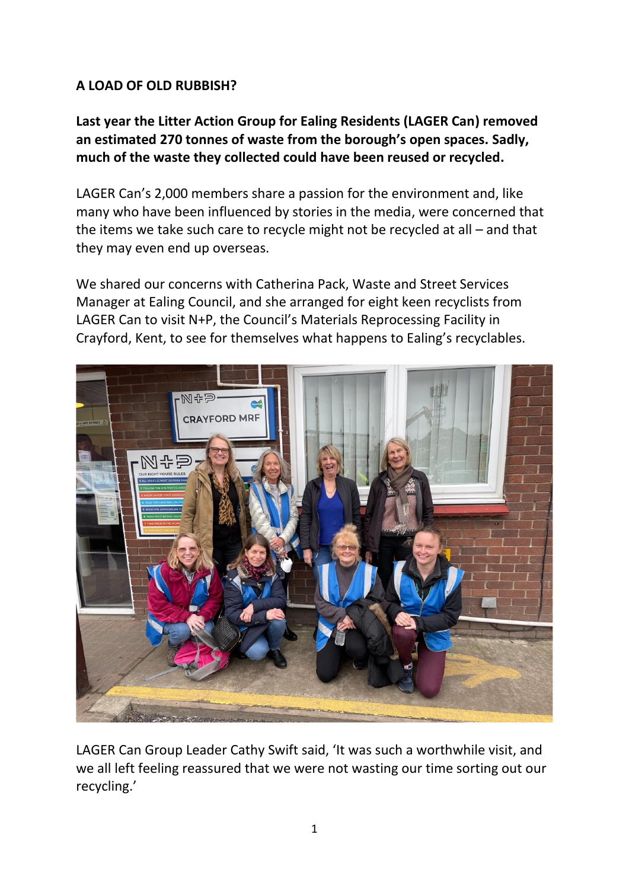**A LOAD OF OLD RUBBISH?**

**Last year the Litter Action Group for Ealing Residents (LAGER Can) removed an estimated 270 tonnes of waste from the borough's open spaces. Sadly, much of the waste they collected could have been reused or recycled.**

LAGER Can's 2,000 members share a passion for the environment and, like many who have been influenced by stories in the media, were concerned that the items we take such care to recycle might not be recycled at all – and that they may even end up overseas.

We shared our concerns with Catherina Pack, Waste and Street Services Manager at Ealing Council, and she arranged for eight keen recyclists from LAGER Can to visit N+P, the Council's Materials Reprocessing Facility in Crayford, Kent, to see for themselves what happens to Ealing's recyclables.

LAGER Can Group Leader Cathy Swift said, 'It was such a worthwhile visit, and we all left feeling reassured that we were not wasting our time sorting out our recycling.'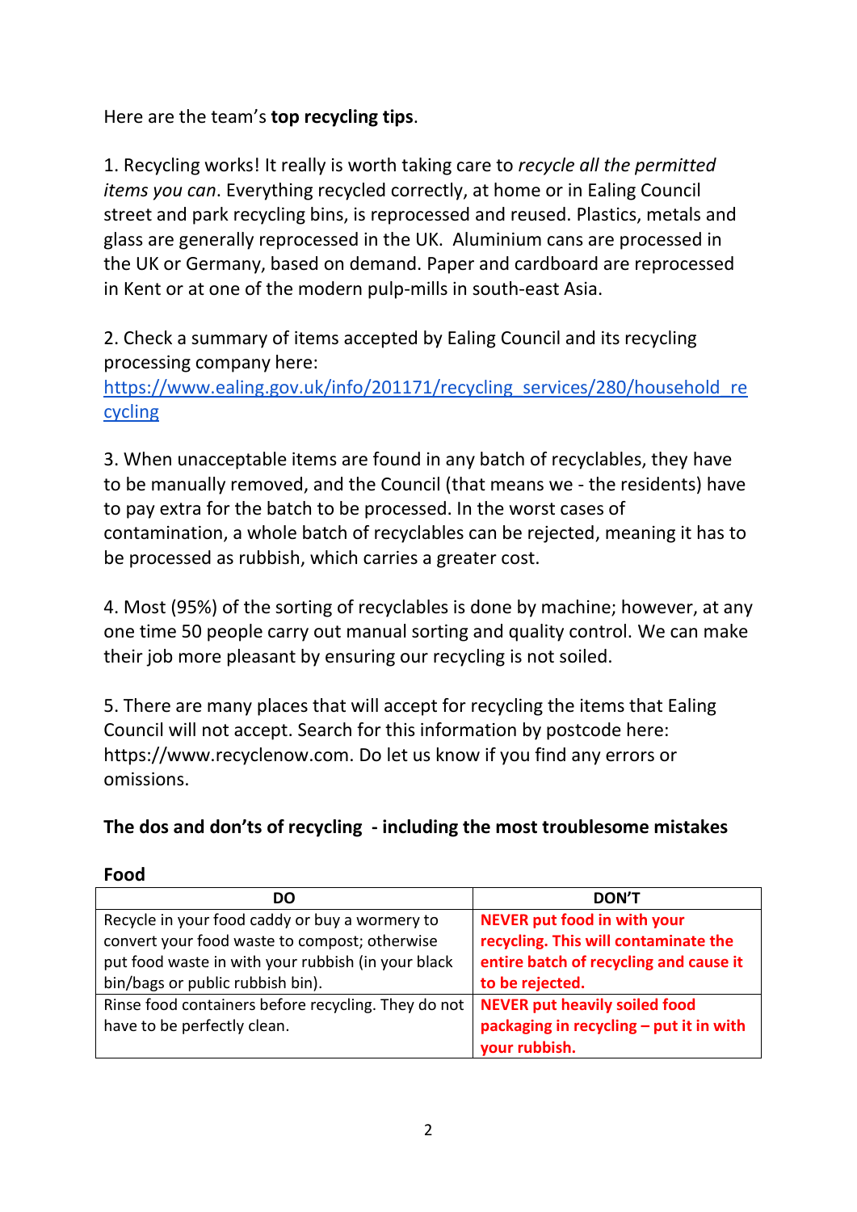Here are the team's **top recycling tips**.

1. Recycling works! It really is worth taking care to *recycle all the permitted items you can*. Everything recycled correctly, at home or in Ealing Council street and park recycling bins, is reprocessed and reused. Plastics, metals and glass are generally reprocessed in the UK. Aluminium cans are processed in the UK or Germany, based on demand. Paper and cardboard are reprocessed in Kent or at one of the modern pulp-mills in south-east Asia.

2. Check a summary of items accepted by Ealing Council and its recycling processing company here: [https://www.ealing.gov.uk/info/201171/recycling_services/280/household_recycling](https://www.ealing.gov.uk/info/201171/recycling_services/280/household_recycling)

3. When unacceptable items are found in any batch of recyclables, they have to be manually removed, and the Council (that means we - the residents) have to pay extra for the batch to be processed. In the worst cases of contamination, a whole batch of recyclables can be rejected, meaning it has to be processed as rubbish, which carries a greater cost.

4. Most (95%) of the sorting of recyclables is done by machine; however, at any one time 50 people carry out manual sorting and quality control. We can make their job more pleasant by ensuring our recycling is not soiled.

5. There are many places that will accept for recycling the items that Ealing Council will not accept. Search for this information by postcode here: https://www.recyclenow.com. Do let us know if you find any errors or omissions.

**The dos and don'ts of recycling - including the most troublesome mistakes**

**Food**

| DO | DON'T |
|---|---|
| Recycle in your food caddy or buy a wormery to convert your food waste to compost; otherwise put food waste in with your rubbish (in your black bin/bags or public rubbish bin). | **NEVER put food in with your recycling. This will contaminate the entire batch of recycling and cause it to be rejected.** |
| Rinse food containers before recycling. They do not have to be perfectly clean. | **NEVER put heavily soiled food packaging in recycling – put it in with your rubbish.** |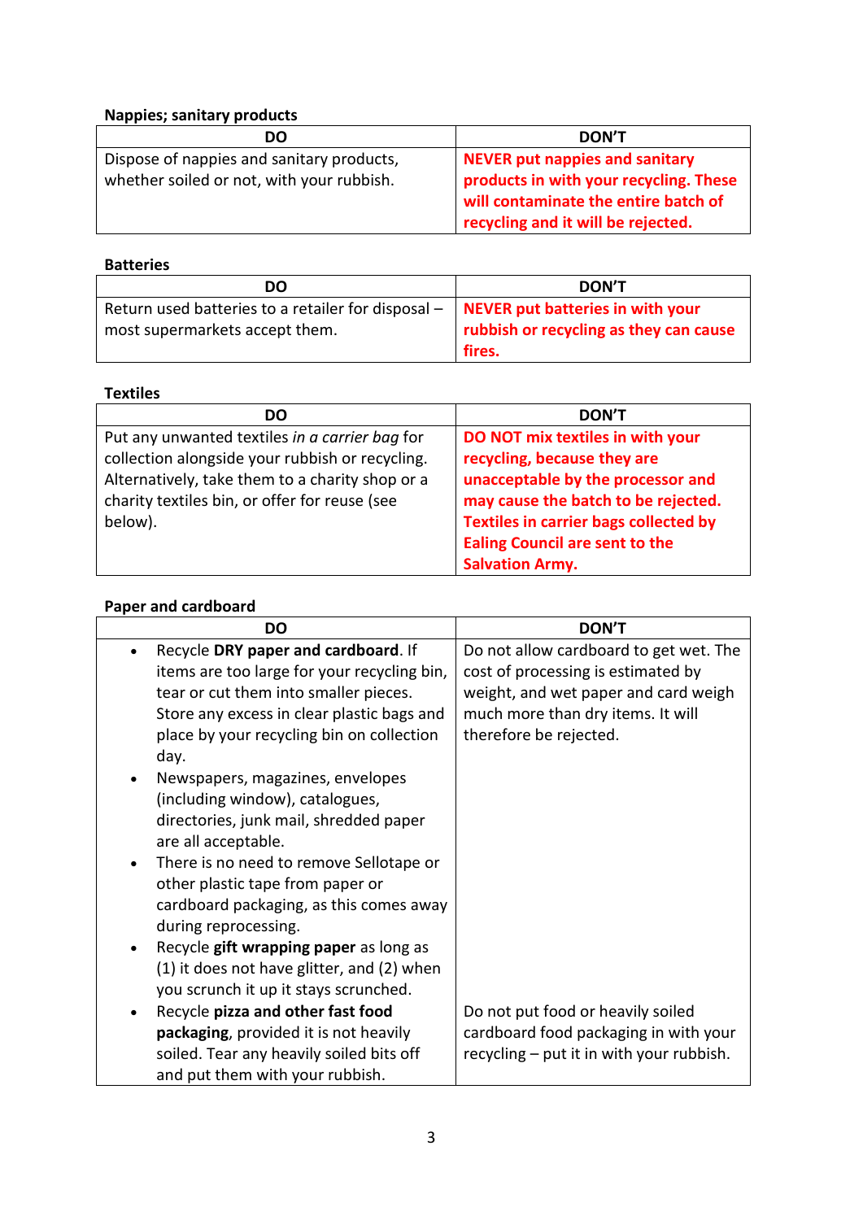**Nappies; sanitary products**

| DO | DON'T |
| --- | --- |
| Dispose of nappies and sanitary products, whether soiled or not, with your rubbish. | **NEVER put nappies and sanitary products in with your recycling. These will contaminate the entire batch of recycling and it will be rejected.** |

**Batteries**

| DO | DON'T |
| --- | --- |
| Return used batteries to a retailer for disposal – most supermarkets accept them. | **NEVER put batteries in with your rubbish or recycling as they can cause fires.** |

**Textiles**

| DO | DON'T |
| --- | --- |
| Put any unwanted textiles *in a carrier bag* for collection alongside your rubbish or recycling. Alternatively, take them to a charity shop or a charity textiles bin, or offer for reuse (see below). | **DO NOT mix textiles in with your recycling, because they are unacceptable by the processor and may cause the batch to be rejected. Textiles in carrier bags collected by Ealing Council are sent to the Salvation Army.** |

**Paper and cardboard**

| DO | DON'T |
| --- | --- |
| • Recycle **DRY paper and cardboard**. If items are too large for your recycling bin, tear or cut them into smaller pieces. Store any excess in clear plastic bags and place by your recycling bin on collection day.<br>• Newspapers, magazines, envelopes (including window), catalogues, directories, junk mail, shredded paper are all acceptable.<br>• There is no need to remove Sellotape or other plastic tape from paper or cardboard packaging, as this comes away during reprocessing.<br>• Recycle **gift wrapping paper** as long as (1) it does not have glitter, and (2) when you scrunch it up it stays scrunched. | Do not allow cardboard to get wet. The cost of processing is estimated by weight, and wet paper and card weigh much more than dry items. It will therefore be rejected. |
| • Recycle **pizza and other fast food packaging**, provided it is not heavily soiled. Tear any heavily soiled bits off and put them with your rubbish. | Do not put food or heavily soiled cardboard food packaging in with your recycling – put it in with your rubbish. |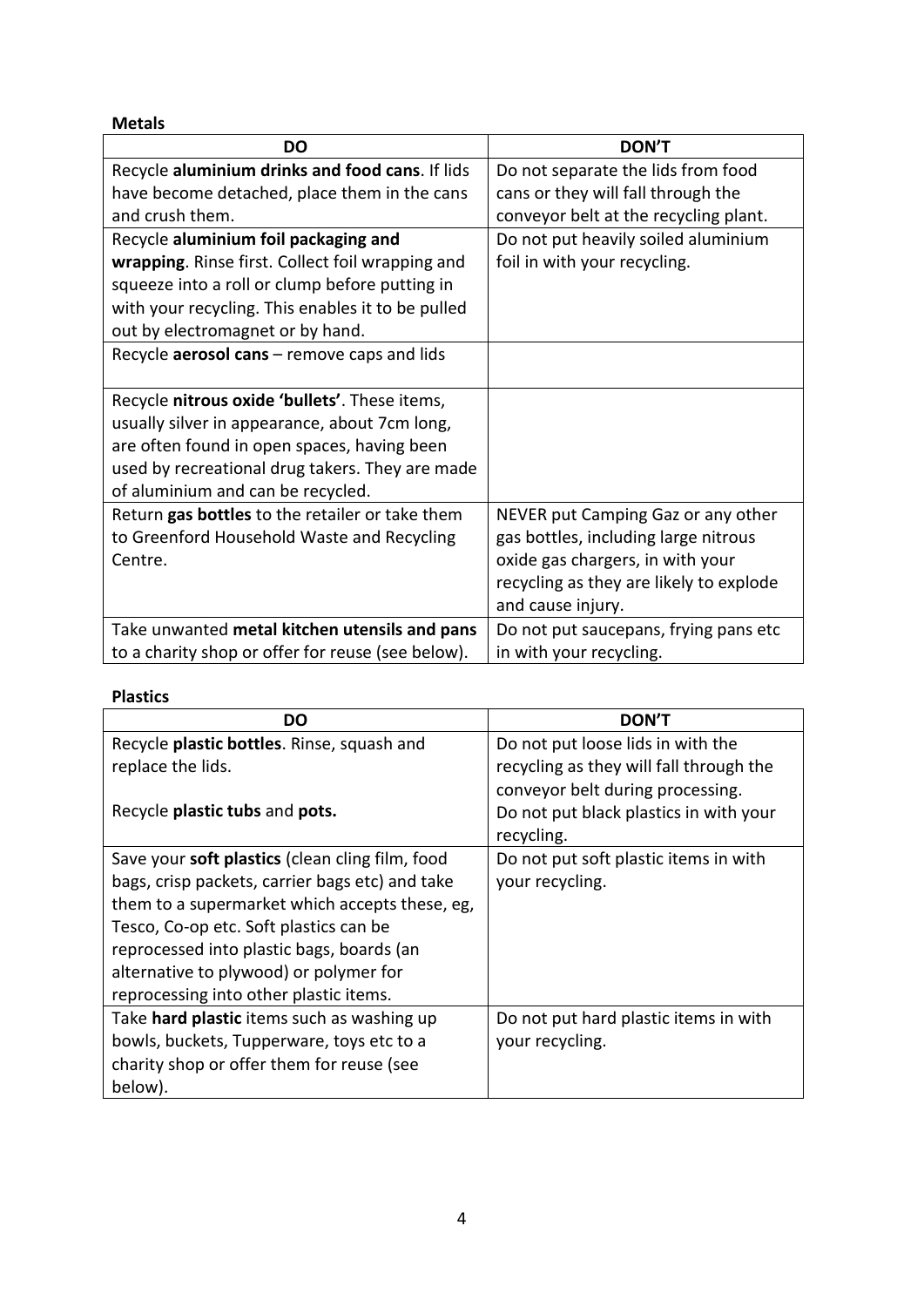**Metals**

| DO | DON'T |
|---|---|
| Recycle **aluminium drinks and food cans**. If lids have become detached, place them in the cans and crush them. | Do not separate the lids from food cans or they will fall through the conveyor belt at the recycling plant. |
| Recycle **aluminium foil packaging and wrapping**. Rinse first. Collect foil wrapping and squeeze into a roll or clump before putting in with your recycling. This enables it to be pulled out by electromagnet or by hand. | Do not put heavily soiled aluminium foil in with your recycling. |
| Recycle **aerosol cans** – remove caps and lids | |
| Recycle **nitrous oxide 'bullets'**. These items, usually silver in appearance, about 7cm long, are often found in open spaces, having been used by recreational drug takers. They are made of aluminium and can be recycled. | |
| Return **gas bottles** to the retailer or take them to Greenford Household Waste and Recycling Centre. | NEVER put Camping Gaz or any other gas bottles, including large nitrous oxide gas chargers, in with your recycling as they are likely to explode and cause injury. |
| Take unwanted **metal kitchen utensils and pans** to a charity shop or offer for reuse (see below). | Do not put saucepans, frying pans etc in with your recycling. |

**Plastics**

| DO | DON'T |
|---|---|
| Recycle **plastic bottles**. Rinse, squash and replace the lids.<br><br>Recycle **plastic tubs** and **pots.** | Do not put loose lids in with the recycling as they will fall through the conveyor belt during processing.<br>Do not put black plastics in with your recycling. |
| Save your **soft plastics** (clean cling film, food bags, crisp packets, carrier bags etc) and take them to a supermarket which accepts these, eg, Tesco, Co-op etc. Soft plastics can be reprocessed into plastic bags, boards (an alternative to plywood) or polymer for reprocessing into other plastic items. | Do not put soft plastic items in with your recycling. |
| Take **hard plastic** items such as washing up bowls, buckets, Tupperware, toys etc to a charity shop or offer them for reuse (see below). | Do not put hard plastic items in with your recycling. |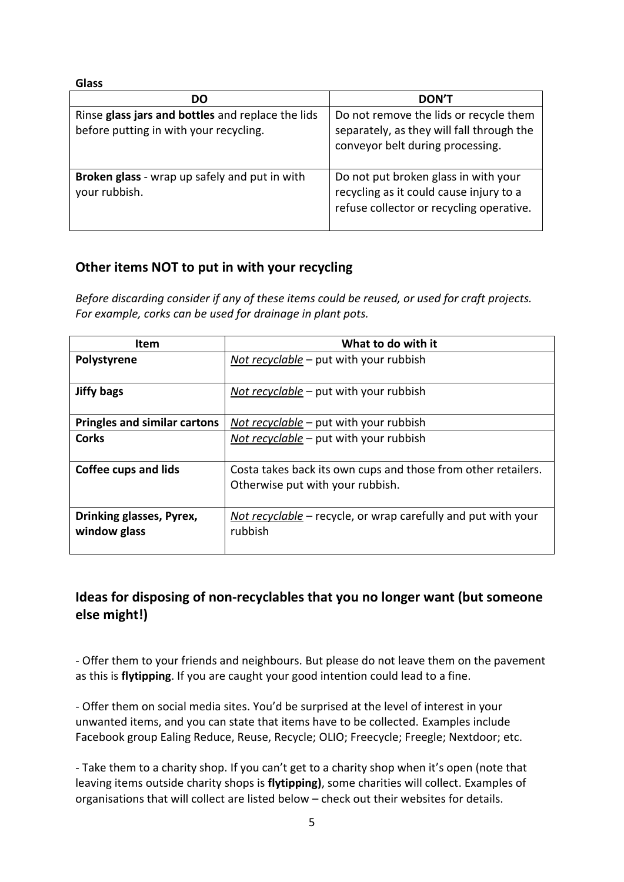**Glass**

| DO | DON'T |
|---|---|
| Rinse **glass jars and bottles** and replace the lids before putting in with your recycling. | Do not remove the lids or recycle them separately, as they will fall through the conveyor belt during processing. |
| **Broken glass** - wrap up safely and put in with your rubbish. | Do not put broken glass in with your recycling as it could cause injury to a refuse collector or recycling operative. |

## Other items NOT to put in with your recycling

*Before discarding consider if any of these items could be reused, or used for craft projects. For example, corks can be used for drainage in plant pots.*

| Item | What to do with it |
|---|---|
| **Polystyrene** | Not recyclable – put with your rubbish |
| **Jiffy bags** | Not recyclable – put with your rubbish |
| **Pringles and similar cartons** | Not recyclable – put with your rubbish |
| **Corks** | Not recyclable – put with your rubbish |
| **Coffee cups and lids** | Costa takes back its own cups and those from other retailers. Otherwise put with your rubbish. |
| **Drinking glasses, Pyrex, window glass** | Not recyclable – recycle, or wrap carefully and put with your rubbish |

## Ideas for disposing of non-recyclables that you no longer want (but someone else might!)

- Offer them to your friends and neighbours. But please do not leave them on the pavement as this is **flytipping**. If you are caught your good intention could lead to a fine.

- Offer them on social media sites. You'd be surprised at the level of interest in your unwanted items, and you can state that items have to be collected. Examples include Facebook group Ealing Reduce, Reuse, Recycle; OLIO; Freecycle; Freegle; Nextdoor; etc.

- Take them to a charity shop. If you can't get to a charity shop when it's open (note that leaving items outside charity shops is **flytipping)**, some charities will collect. Examples of organisations that will collect are listed below – check out their websites for details.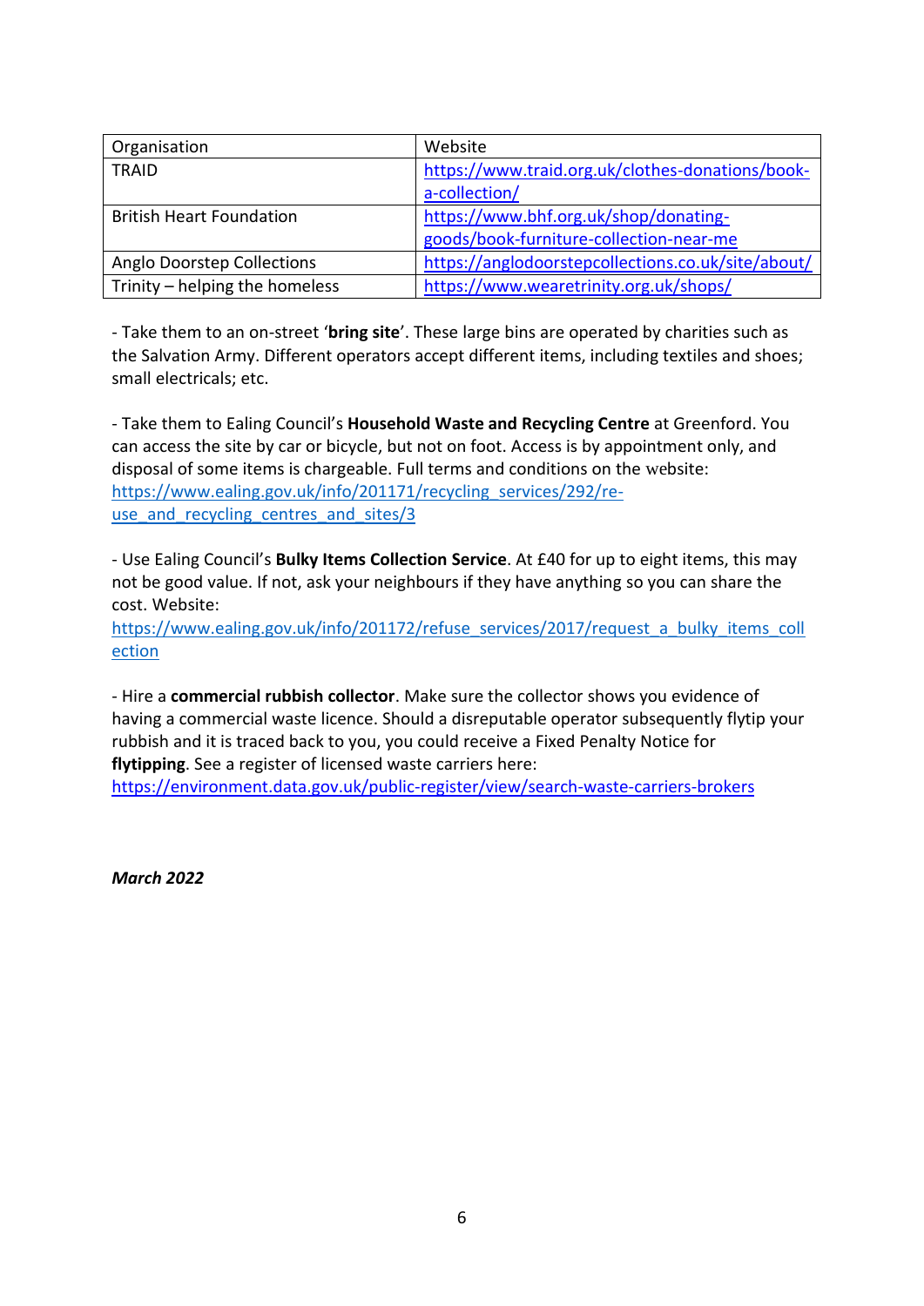| Organisation | Website |
|---|---|
| TRAID | https://www.traid.org.uk/clothes-donations/book-a-collection/ |
| British Heart Foundation | https://www.bhf.org.uk/shop/donating-goods/book-furniture-collection-near-me |
| Anglo Doorstep Collections | https://anglodoorstepcollections.co.uk/site/about/ |
| Trinity – helping the homeless | https://www.wearetrinity.org.uk/shops/ |

- Take them to an on-street '**bring site**'. These large bins are operated by charities such as the Salvation Army. Different operators accept different items, including textiles and shoes; small electricals; etc.

- Take them to Ealing Council's **Household Waste and Recycling Centre** at Greenford. You can access the site by car or bicycle, but not on foot. Access is by appointment only, and disposal of some items is chargeable. Full terms and conditions on the website: https://www.ealing.gov.uk/info/201171/recycling_services/292/re-use_and_recycling_centres_and_sites/3

- Use Ealing Council's **Bulky Items Collection Service**. At £40 for up to eight items, this may not be good value. If not, ask your neighbours if they have anything so you can share the cost. Website: https://www.ealing.gov.uk/info/201172/refuse_services/2017/request_a_bulky_items_collection

- Hire a **commercial rubbish collector**. Make sure the collector shows you evidence of having a commercial waste licence. Should a disreputable operator subsequently flytip your rubbish and it is traced back to you, you could receive a Fixed Penalty Notice for **flytipping**. See a register of licensed waste carriers here: https://environment.data.gov.uk/public-register/view/search-waste-carriers-brokers

***March 2022***